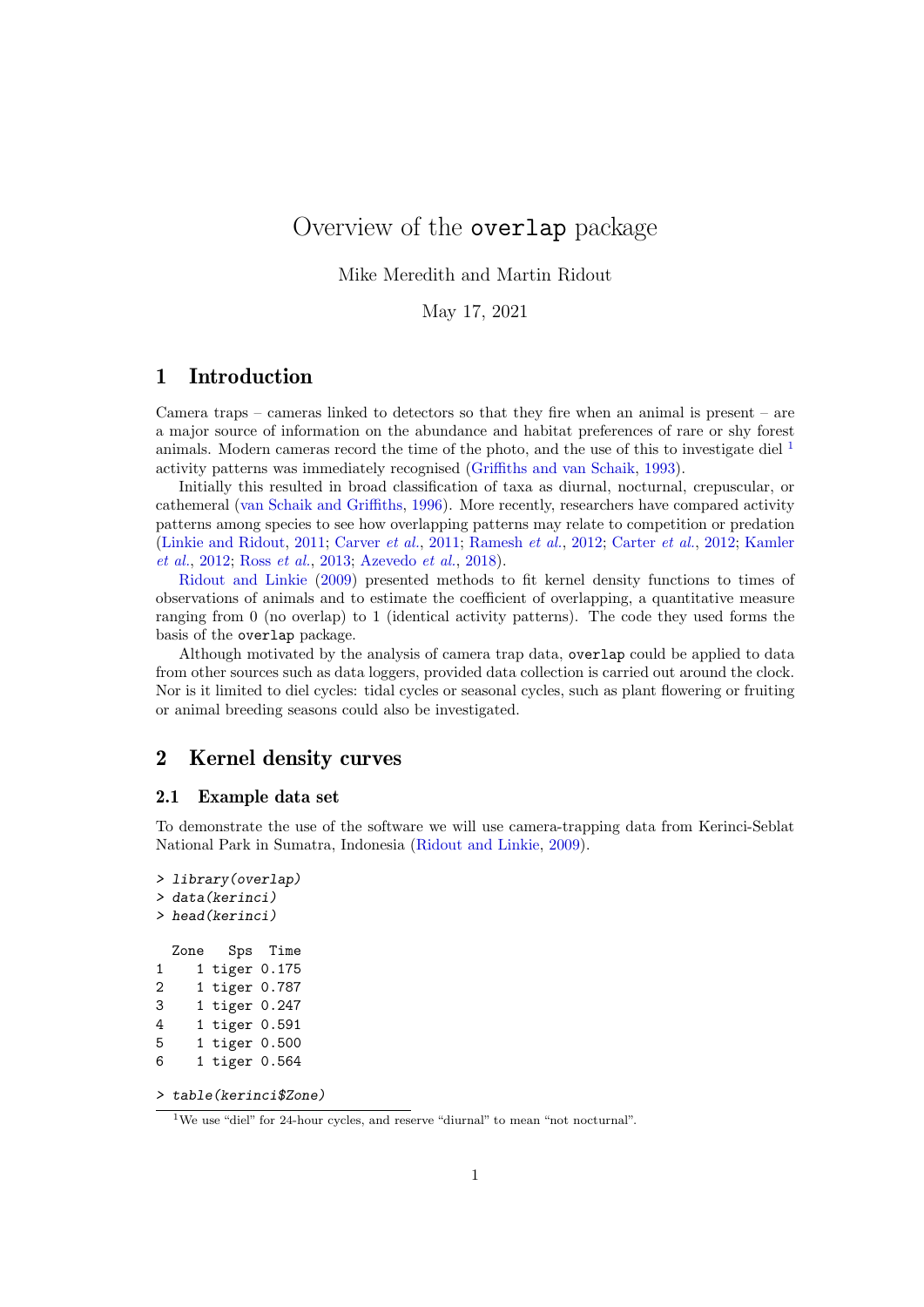# Overview of the `overlap` package

Mike Meredith and Martin Ridout

May 17, 2021

## 1 Introduction

Camera traps – cameras linked to detectors so that they fire when an animal is present – are a major source of information on the abundance and habitat preferences of rare or shy forest animals. Modern cameras record the time of the photo, and the use of this to investigate diel [1] activity patterns was immediately recognised (Griffiths and van Schaik, 1993).

Initially this resulted in broad classification of taxa as diurnal, nocturnal, crepuscular, or cathemeral (van Schaik and Griffiths, 1996). More recently, researchers have compared activity patterns among species to see how overlapping patterns may relate to competition or predation (Linkie and Ridout, 2011; Carver *et al.*, 2011; Ramesh *et al.*, 2012; Carter *et al.*, 2012; Kamler *et al.*, 2012; Ross *et al.*, 2013; Azevedo *et al.*, 2018).

Ridout and Linkie (2009) presented methods to fit kernel density functions to times of observations of animals and to estimate the coefficient of overlapping, a quantitative measure ranging from 0 (no overlap) to 1 (identical activity patterns). The code they used forms the basis of the `overlap` package.

Although motivated by the analysis of camera trap data, `overlap` could be applied to data from other sources such as data loggers, provided data collection is carried out around the clock. Nor is it limited to diel cycles: tidal cycles or seasonal cycles, such as plant flowering or fruiting or animal breeding seasons could also be investigated.

## 2 Kernel density curves

### 2.1 Example data set

To demonstrate the use of the software we will use camera-trapping data from Kerinci-Seblat National Park in Sumatra, Indonesia (Ridout and Linkie, 2009).

```
> library(overlap)
> data(kerinci)
> head(kerinci)

  Zone   Sps  Time
1    1 tiger 0.175
2    1 tiger 0.787
3    1 tiger 0.247
4    1 tiger 0.591
5    1 tiger 0.500
6    1 tiger 0.564

> table(kerinci$Zone)
```

[1] We use "diel" for 24-hour cycles, and reserve "diurnal" to mean "not nocturnal".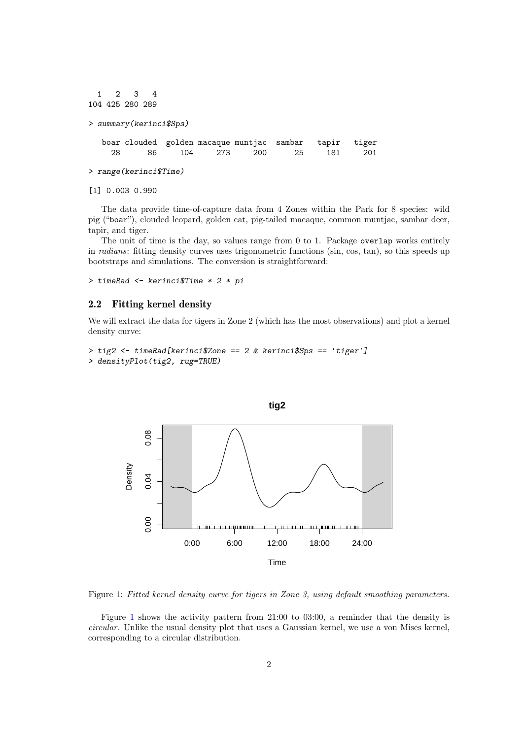```
  1   2   3   4
104 425 280 289
```

```
> summary(kerinci$Sps)
```

```
   boar clouded  golden macaque muntjac  sambar   tapir   tiger
     28      86     104     273     200      25     181     201
```

```
> range(kerinci$Time)
```

```
[1] 0.003 0.990
```

The data provide time-of-capture data from 4 Zones within the Park for 8 species: wild pig ("boar"), clouded leopard, golden cat, pig-tailed macaque, common muntjac, sambar deer, tapir, and tiger.

The unit of time is the day, so values range from 0 to 1. Package `overlap` works entirely in *radians*: fitting density curves uses trigonometric functions (sin, cos, tan), so this speeds up bootstraps and simulations. The conversion is straightforward:

```
> timeRad <- kerinci$Time * 2 * pi
```

## 2.2 Fitting kernel density

We will extract the data for tigers in Zone 2 (which has the most observations) and plot a kernel density curve:

```
> tig2 <- timeRad[kerinci$Zone == 2 & kerinci$Sps == 'tiger']
> densityPlot(tig2, rug=TRUE)
```

Figure 1: *Fitted kernel density curve for tigers in Zone 3, using default smoothing parameters.*

Figure 1 shows the activity pattern from 21:00 to 03:00, a reminder that the density is *circular*. Unlike the usual density plot that uses a Gaussian kernel, we use a von Mises kernel, corresponding to a circular distribution.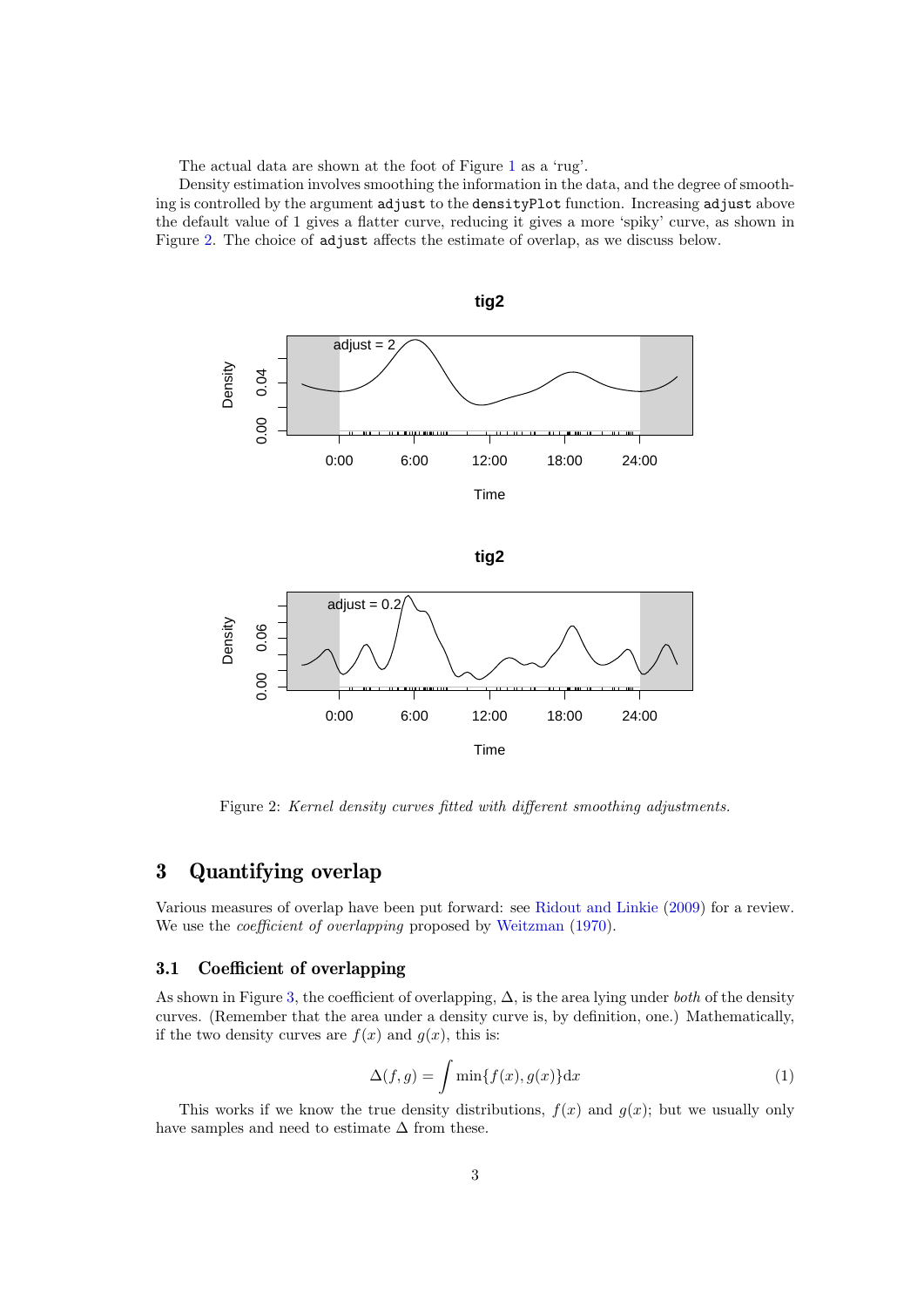The actual data are shown at the foot of Figure 1 as a 'rug'.

Density estimation involves smoothing the information in the data, and the degree of smoothing is controlled by the argument `adjust` to the `densityPlot` function. Increasing `adjust` above the default value of 1 gives a flatter curve, reducing it gives a more 'spiky' curve, as shown in Figure 2. The choice of `adjust` affects the estimate of overlap, as we discuss below.

Figure 2: *Kernel density curves fitted with different smoothing adjustments.*

## 3 Quantifying overlap

Various measures of overlap have been put forward: see Ridout and Linkie (2009) for a review. We use the *coefficient of overlapping* proposed by Weitzman (1970).

### 3.1 Coefficient of overlapping

As shown in Figure 3, the coefficient of overlapping, $\Delta$, is the area lying under *both* of the density curves. (Remember that the area under a density curve is, by definition, one.) Mathematically, if the two density curves are $f(x)$ and $g(x)$, this is:

$$\Delta(f, g) = \int \min\{f(x), g(x)\} \mathrm{d}x \tag{1}$$

This works if we know the true density distributions, $f(x)$ and $g(x)$; but we usually only have samples and need to estimate $\Delta$ from these.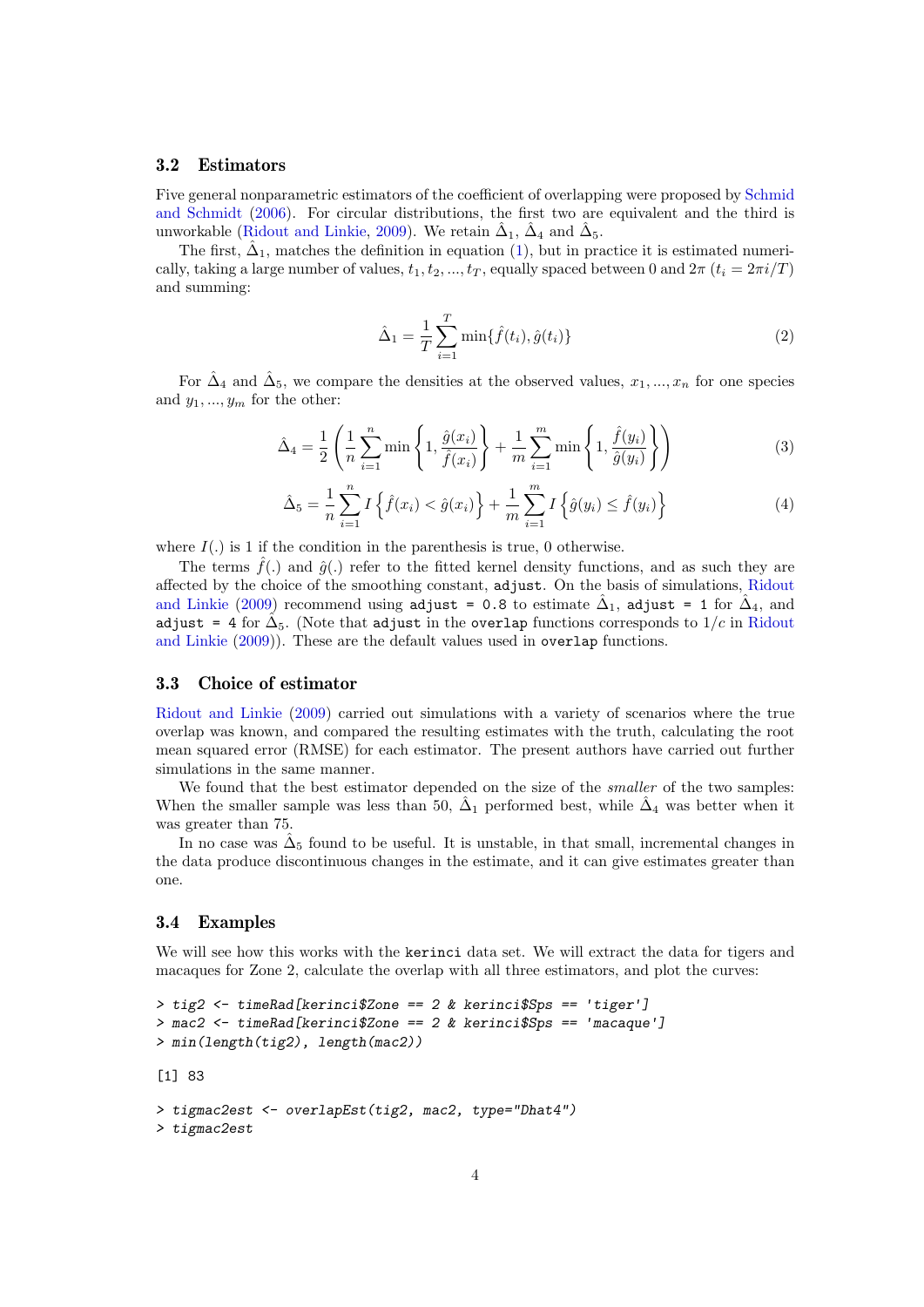### 3.2 Estimators

Five general nonparametric estimators of the coefficient of overlapping were proposed by Schmid and Schmidt (2006). For circular distributions, the first two are equivalent and the third is unworkable (Ridout and Linkie, 2009). We retain $\hat{\Delta}_1$, $\hat{\Delta}_4$ and $\hat{\Delta}_5$.

The first, $\hat{\Delta}_1$, matches the definition in equation (1), but in practice it is estimated numerically, taking a large number of values, $t_1, t_2, ..., t_T$, equally spaced between 0 and $2\pi$ ($t_i = 2\pi i/T$) and summing:

$$\hat{\Delta}_1 = \frac{1}{T}\sum_{i=1}^{T} \min\{\hat{f}(t_i), \hat{g}(t_i)\} \tag{2}$$

For $\hat{\Delta}_4$ and $\hat{\Delta}_5$, we compare the densities at the observed values, $x_1, ..., x_n$ for one species and $y_1, ..., y_m$ for the other:

$$\hat{\Delta}_4 = \frac{1}{2}\left(\frac{1}{n}\sum_{i=1}^{n} \min\left\{1, \frac{\hat{g}(x_i)}{\hat{f}(x_i)}\right\} + \frac{1}{m}\sum_{i=1}^{m} \min\left\{1, \frac{\hat{f}(y_i)}{\hat{g}(y_i)}\right\}\right) \tag{3}$$

$$\hat{\Delta}_5 = \frac{1}{n}\sum_{i=1}^{n} I\left\{\hat{f}(x_i) < \hat{g}(x_i)\right\} + \frac{1}{m}\sum_{i=1}^{m} I\left\{\hat{g}(y_i) \leq \hat{f}(y_i)\right\} \tag{4}$$

where $I(.)$ is 1 if the condition in the parenthesis is true, 0 otherwise.

The terms $\hat{f}(.)$ and $\hat{g}(.)$ refer to the fitted kernel density functions, and as such they are affected by the choice of the smoothing constant, `adjust`. On the basis of simulations, Ridout and Linkie (2009) recommend using `adjust = 0.8` to estimate $\hat{\Delta}_1$, `adjust = 1` for $\hat{\Delta}_4$, and `adjust = 4` for $\hat{\Delta}_5$. (Note that `adjust` in the `overlap` functions corresponds to $1/c$ in Ridout and Linkie (2009)). These are the default values used in `overlap` functions.

### 3.3 Choice of estimator

Ridout and Linkie (2009) carried out simulations with a variety of scenarios where the true overlap was known, and compared the resulting estimates with the truth, calculating the root mean squared error (RMSE) for each estimator. The present authors have carried out further simulations in the same manner.

We found that the best estimator depended on the size of the *smaller* of the two samples: When the smaller sample was less than 50, $\hat{\Delta}_1$ performed best, while $\hat{\Delta}_4$ was better when it was greater than 75.

In no case was $\hat{\Delta}_5$ found to be useful. It is unstable, in that small, incremental changes in the data produce discontinuous changes in the estimate, and it can give estimates greater than one.

### 3.4 Examples

We will see how this works with the `kerinci` data set. We will extract the data for tigers and macaques for Zone 2, calculate the overlap with all three estimators, and plot the curves:

```
> tig2 <- timeRad[kerinci$Zone == 2 & kerinci$Sps == 'tiger']
> mac2 <- timeRad[kerinci$Zone == 2 & kerinci$Sps == 'macaque']
> min(length(tig2), length(mac2))

[1] 83

> tigmac2est <- overlapEst(tig2, mac2, type="Dhat4")
> tigmac2est
```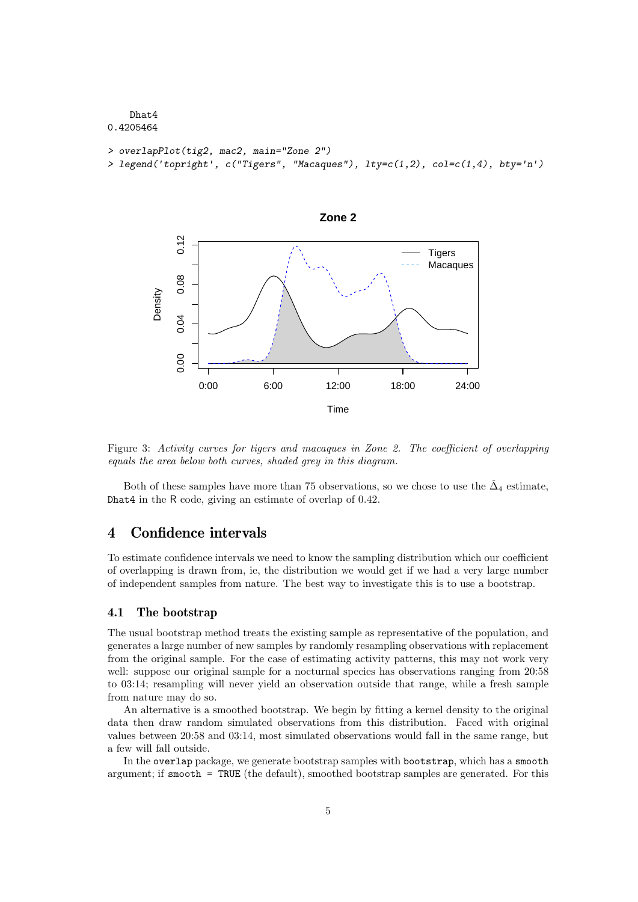```
    Dhat4
0.4205464

> overlapPlot(tig2, mac2, main="Zone 2")
> legend('topright', c("Tigers", "Macaques"), lty=c(1,2), col=c(1,4), bty='n')
```

Figure 3: *Activity curves for tigers and macaques in Zone 2. The coefficient of overlapping equals the area below both curves, shaded grey in this diagram.*

Both of these samples have more than 75 observations, so we chose to use the $\hat{\Delta}_4$ estimate, Dhat4 in the R code, giving an estimate of overlap of 0.42.

## 4 Confidence intervals

To estimate confidence intervals we need to know the sampling distribution which our coefficient of overlapping is drawn from, ie, the distribution we would get if we had a very large number of independent samples from nature. The best way to investigate this is to use a bootstrap.

### 4.1 The bootstrap

The usual bootstrap method treats the existing sample as representative of the population, and generates a large number of new samples by randomly resampling observations with replacement from the original sample. For the case of estimating activity patterns, this may not work very well: suppose our original sample for a nocturnal species has observations ranging from 20:58 to 03:14; resampling will never yield an observation outside that range, while a fresh sample from nature may do so.

An alternative is a smoothed bootstrap. We begin by fitting a kernel density to the original data then draw random simulated observations from this distribution. Faced with original values between 20:58 and 03:14, most simulated observations would fall in the same range, but a few will fall outside.

In the overlap package, we generate bootstrap samples with `bootstrap`, which has a `smooth` argument; if `smooth = TRUE` (the default), smoothed bootstrap samples are generated. For this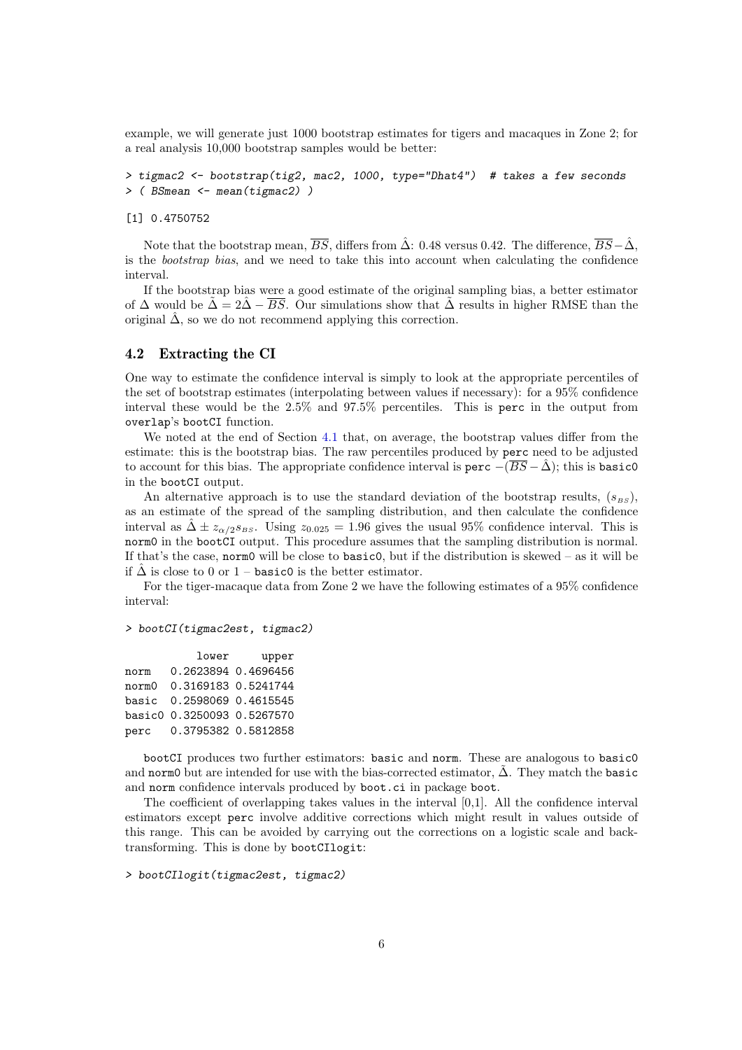example, we will generate just 1000 bootstrap estimates for tigers and macaques in Zone 2; for a real analysis 10,000 bootstrap samples would be better:

```
> tigmac2 <- bootstrap(tig2, mac2, 1000, type="Dhat4")  # takes a few seconds
> ( BSmean <- mean(tigmac2) )
[1] 0.4750752
```

Note that the bootstrap mean, $\overline{BS}$, differs from $\hat{\Delta}$: 0.48 versus 0.42. The difference, $\overline{BS} - \hat{\Delta}$, is the *bootstrap bias*, and we need to take this into account when calculating the confidence interval.

If the bootstrap bias were a good estimate of the original sampling bias, a better estimator of $\Delta$ would be $\tilde{\Delta} = 2\hat{\Delta} - \overline{BS}$. Our simulations show that $\tilde{\Delta}$ results in higher RMSE than the original $\hat{\Delta}$, so we do not recommend applying this correction.

## 4.2 Extracting the CI

One way to estimate the confidence interval is simply to look at the appropriate percentiles of the set of bootstrap estimates (interpolating between values if necessary): for a 95% confidence interval these would be the 2.5% and 97.5% percentiles. This is `perc` in the output from `overlap`'s `bootCI` function.

We noted at the end of Section 4.1 that, on average, the bootstrap values differ from the estimate: this is the bootstrap bias. The raw percentiles produced by `perc` need to be adjusted to account for this bias. The appropriate confidence interval is `perc` $-(\overline{BS} - \hat{\Delta})$; this is `basic0` in the `bootCI` output.

An alternative approach is to use the standard deviation of the bootstrap results, ($s_{BS}$), as an estimate of the spread of the sampling distribution, and then calculate the confidence interval as $\hat{\Delta} \pm z_{\alpha/2} s_{BS}$. Using $z_{0.025} = 1.96$ gives the usual 95% confidence interval. This is `norm0` in the `bootCI` output. This procedure assumes that the sampling distribution is normal. If that's the case, `norm0` will be close to `basic0`, but if the distribution is skewed – as it will be if $\hat{\Delta}$ is close to 0 or 1 – `basic0` is the better estimator.

For the tiger-macaque data from Zone 2 we have the following estimates of a 95% confidence interval:

```
> bootCI(tigmac2est, tigmac2)
          lower     upper
norm   0.2623894 0.4696456
norm0  0.3169183 0.5241744
basic  0.2598069 0.4615545
basic0 0.3250093 0.5267570
perc   0.3795382 0.5812858
```

`bootCI` produces two further estimators: `basic` and `norm`. These are analogous to `basic0` and `norm0` but are intended for use with the bias-corrected estimator, $\tilde{\Delta}$. They match the `basic` and `norm` confidence intervals produced by `boot.ci` in package `boot`.

The coefficient of overlapping takes values in the interval [0,1]. All the confidence interval estimators except `perc` involve additive corrections which might result in values outside of this range. This can be avoided by carrying out the corrections on a logistic scale and back-transforming. This is done by `bootCIlogit`:

```
> bootCIlogit(tigmac2est, tigmac2)
```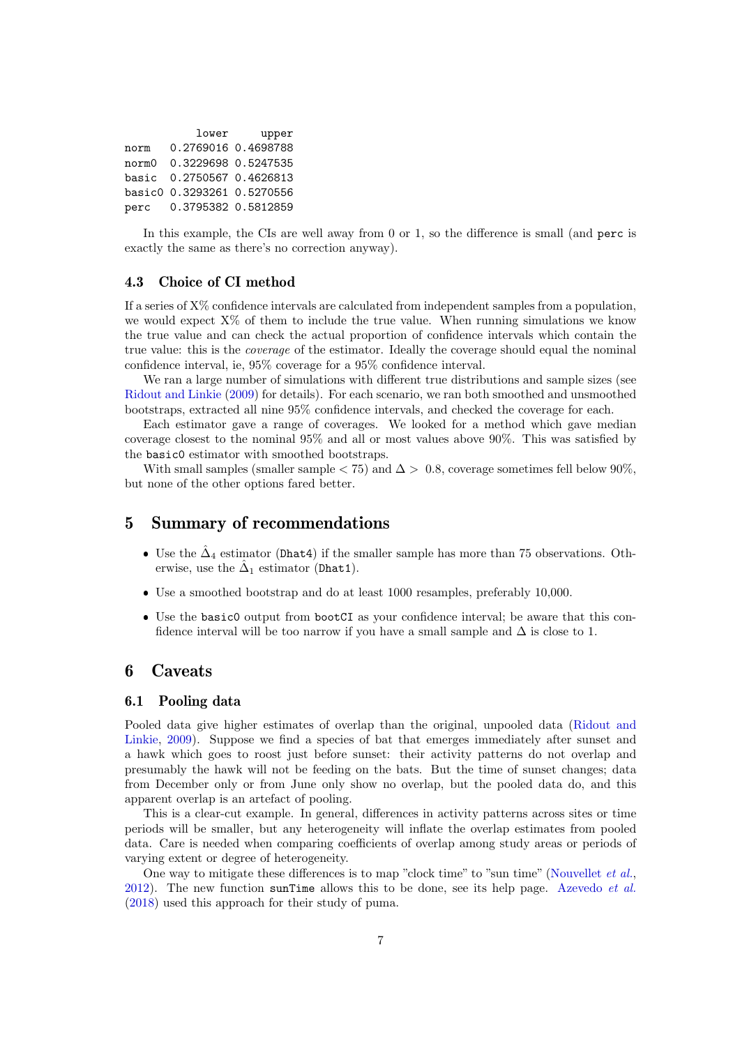```
          lower     upper
norm   0.2769016 0.4698788
norm0  0.3229698 0.5247535
basic  0.2750567 0.4626813
basic0 0.3293261 0.5270556
perc   0.3795382 0.5812859
```

In this example, the CIs are well away from 0 or 1, so the difference is small (and `perc` is exactly the same as there's no correction anyway).

### 4.3 Choice of CI method

If a series of X% confidence intervals are calculated from independent samples from a population, we would expect X% of them to include the true value. When running simulations we know the true value and can check the actual proportion of confidence intervals which contain the true value: this is the *coverage* of the estimator. Ideally the coverage should equal the nominal confidence interval, ie, 95% coverage for a 95% confidence interval.

We ran a large number of simulations with different true distributions and sample sizes (see Ridout and Linkie (2009) for details). For each scenario, we ran both smoothed and unsmoothed bootstraps, extracted all nine 95% confidence intervals, and checked the coverage for each.

Each estimator gave a range of coverages. We looked for a method which gave median coverage closest to the nominal 95% and all or most values above 90%. This was satisfied by the `basic0` estimator with smoothed bootstraps.

With small samples (smaller sample < 75) and $\Delta >$ 0.8, coverage sometimes fell below 90%, but none of the other options fared better.

## 5 Summary of recommendations

- Use the $\hat{\Delta}_4$ estimator (`Dhat4`) if the smaller sample has more than 75 observations. Otherwise, use the $\hat{\Delta}_1$ estimator (`Dhat1`).
- Use a smoothed bootstrap and do at least 1000 resamples, preferably 10,000.
- Use the `basic0` output from `bootCI` as your confidence interval; be aware that this confidence interval will be too narrow if you have a small sample and $\Delta$ is close to 1.

## 6 Caveats

### 6.1 Pooling data

Pooled data give higher estimates of overlap than the original, unpooled data (Ridout and Linkie, 2009). Suppose we find a species of bat that emerges immediately after sunset and a hawk which goes to roost just before sunset: their activity patterns do not overlap and presumably the hawk will not be feeding on the bats. But the time of sunset changes; data from December only or from June only show no overlap, but the pooled data do, and this apparent overlap is an artefact of pooling.

This is a clear-cut example. In general, differences in activity patterns across sites or time periods will be smaller, but any heterogeneity will inflate the overlap estimates from pooled data. Care is needed when comparing coefficients of overlap among study areas or periods of varying extent or degree of heterogeneity.

One way to mitigate these differences is to map "clock time" to "sun time" (Nouvellet *et al.*, 2012). The new function `sunTime` allows this to be done, see its help page. Azevedo *et al.* (2018) used this approach for their study of puma.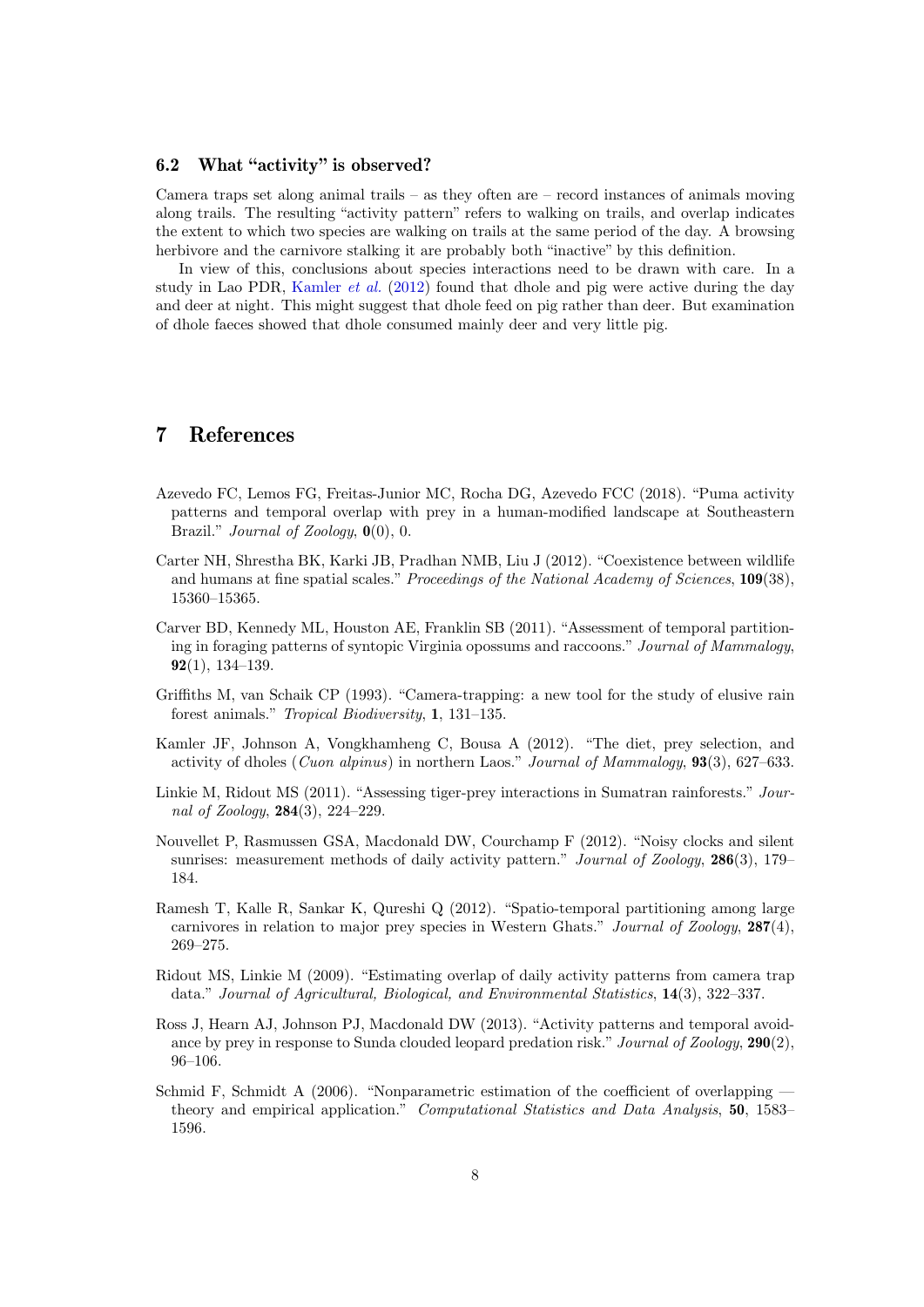### 6.2 What "activity" is observed?

Camera traps set along animal trails – as they often are – record instances of animals moving along trails. The resulting "activity pattern" refers to walking on trails, and overlap indicates the extent to which two species are walking on trails at the same period of the day. A browsing herbivore and the carnivore stalking it are probably both "inactive" by this definition.

In view of this, conclusions about species interactions need to be drawn with care. In a study in Lao PDR, Kamler *et al.* (2012) found that dhole and pig were active during the day and deer at night. This might suggest that dhole feed on pig rather than deer. But examination of dhole faeces showed that dhole consumed mainly deer and very little pig.

## 7 References

Azevedo FC, Lemos FG, Freitas-Junior MC, Rocha DG, Azevedo FCC (2018). "Puma activity patterns and temporal overlap with prey in a human-modified landscape at Southeastern Brazil." *Journal of Zoology*, **0**(0), 0.

Carter NH, Shrestha BK, Karki JB, Pradhan NMB, Liu J (2012). "Coexistence between wildlife and humans at fine spatial scales." *Proceedings of the National Academy of Sciences*, **109**(38), 15360–15365.

Carver BD, Kennedy ML, Houston AE, Franklin SB (2011). "Assessment of temporal partitioning in foraging patterns of syntopic Virginia opossums and raccoons." *Journal of Mammalogy*, **92**(1), 134–139.

Griffiths M, van Schaik CP (1993). "Camera-trapping: a new tool for the study of elusive rain forest animals." *Tropical Biodiversity*, **1**, 131–135.

Kamler JF, Johnson A, Vongkhamheng C, Bousa A (2012). "The diet, prey selection, and activity of dholes (*Cuon alpinus*) in northern Laos." *Journal of Mammalogy*, **93**(3), 627–633.

Linkie M, Ridout MS (2011). "Assessing tiger-prey interactions in Sumatran rainforests." *Journal of Zoology*, **284**(3), 224–229.

Nouvellet P, Rasmussen GSA, Macdonald DW, Courchamp F (2012). "Noisy clocks and silent sunrises: measurement methods of daily activity pattern." *Journal of Zoology*, **286**(3), 179–184.

Ramesh T, Kalle R, Sankar K, Qureshi Q (2012). "Spatio-temporal partitioning among large carnivores in relation to major prey species in Western Ghats." *Journal of Zoology*, **287**(4), 269–275.

Ridout MS, Linkie M (2009). "Estimating overlap of daily activity patterns from camera trap data." *Journal of Agricultural, Biological, and Environmental Statistics*, **14**(3), 322–337.

Ross J, Hearn AJ, Johnson PJ, Macdonald DW (2013). "Activity patterns and temporal avoidance by prey in response to Sunda clouded leopard predation risk." *Journal of Zoology*, **290**(2), 96–106.

Schmid F, Schmidt A (2006). "Nonparametric estimation of the coefficient of overlapping — theory and empirical application." *Computational Statistics and Data Analysis*, **50**, 1583–1596.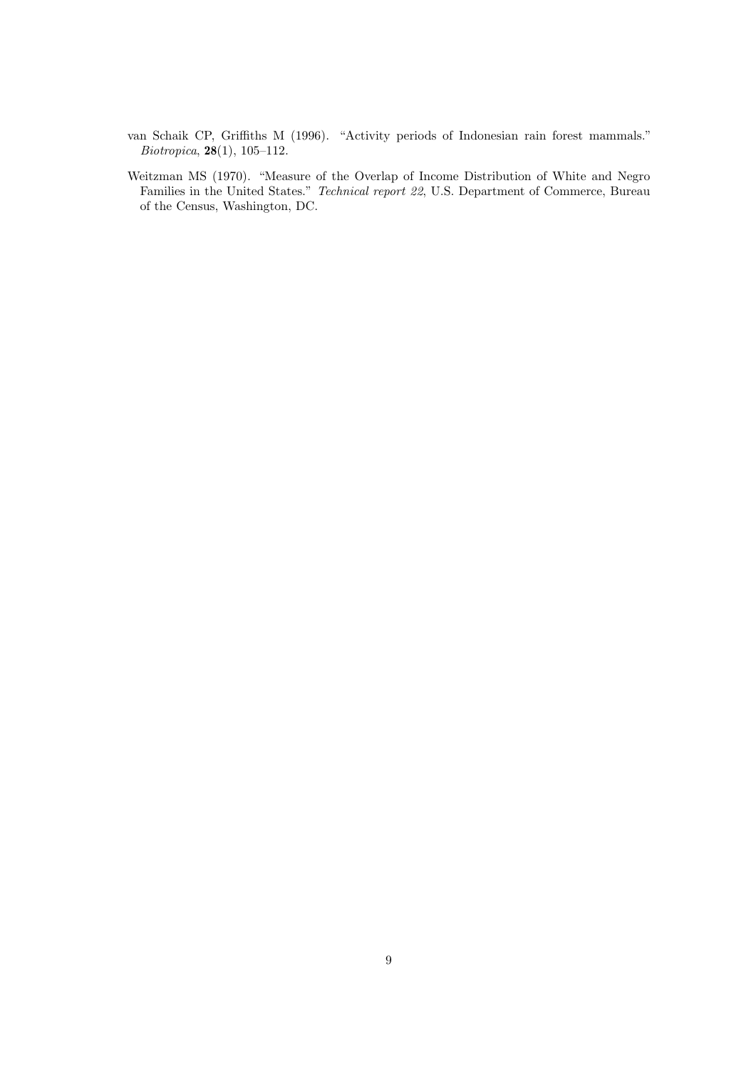van Schaik CP, Griffiths M (1996). "Activity periods of Indonesian rain forest mammals." *Biotropica*, **28**(1), 105–112.

Weitzman MS (1970). "Measure of the Overlap of Income Distribution of White and Negro Families in the United States." *Technical report 22*, U.S. Department of Commerce, Bureau of the Census, Washington, DC.